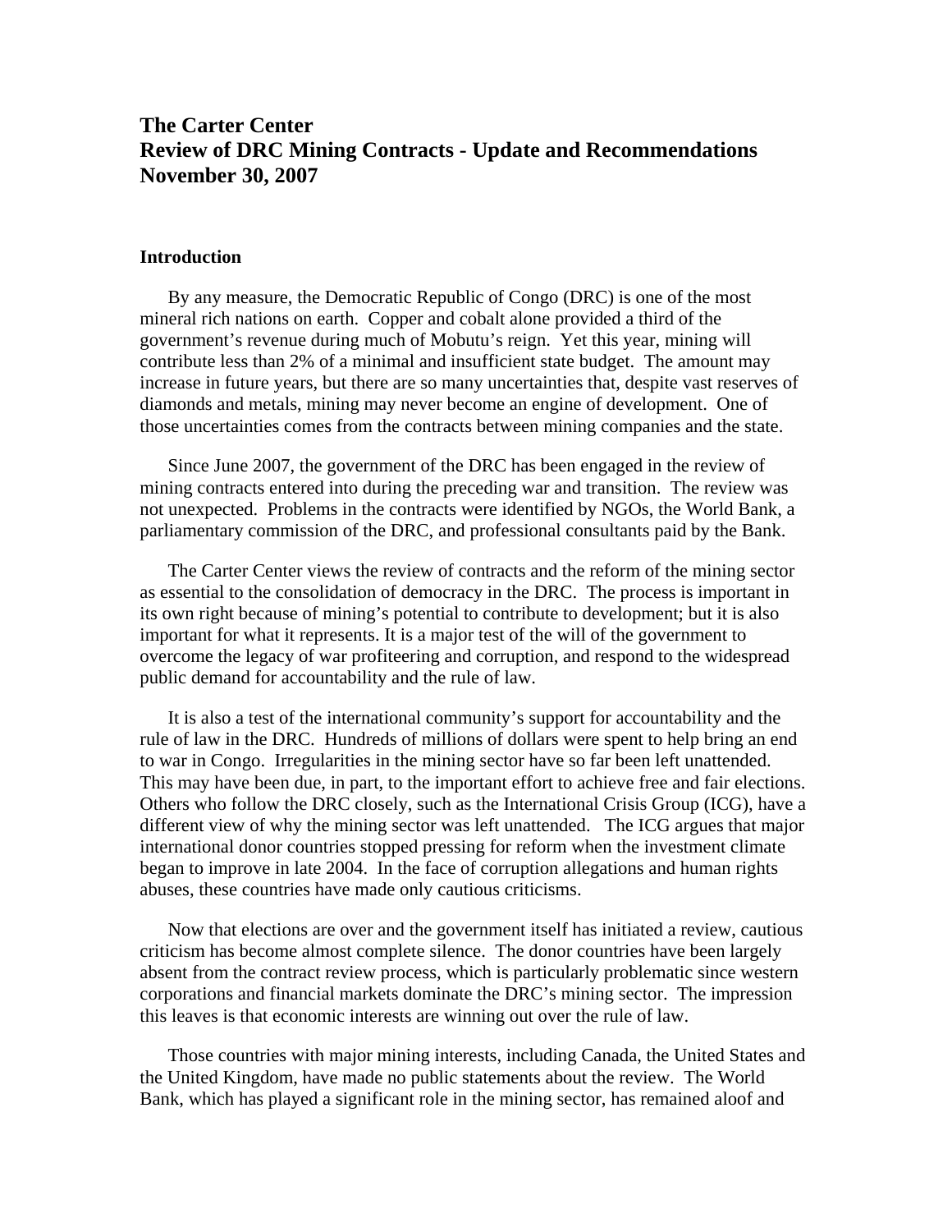# The Carter Center
# Review of DRC Mining Contracts - Update and Recommendations
# November 30, 2007

## Introduction

By any measure, the Democratic Republic of Congo (DRC) is one of the most mineral rich nations on earth. Copper and cobalt alone provided a third of the government's revenue during much of Mobutu's reign. Yet this year, mining will contribute less than 2% of a minimal and insufficient state budget. The amount may increase in future years, but there are so many uncertainties that, despite vast reserves of diamonds and metals, mining may never become an engine of development. One of those uncertainties comes from the contracts between mining companies and the state.

Since June 2007, the government of the DRC has been engaged in the review of mining contracts entered into during the preceding war and transition. The review was not unexpected. Problems in the contracts were identified by NGOs, the World Bank, a parliamentary commission of the DRC, and professional consultants paid by the Bank.

The Carter Center views the review of contracts and the reform of the mining sector as essential to the consolidation of democracy in the DRC. The process is important in its own right because of mining's potential to contribute to development; but it is also important for what it represents. It is a major test of the will of the government to overcome the legacy of war profiteering and corruption, and respond to the widespread public demand for accountability and the rule of law.

It is also a test of the international community's support for accountability and the rule of law in the DRC. Hundreds of millions of dollars were spent to help bring an end to war in Congo. Irregularities in the mining sector have so far been left unattended. This may have been due, in part, to the important effort to achieve free and fair elections. Others who follow the DRC closely, such as the International Crisis Group (ICG), have a different view of why the mining sector was left unattended. The ICG argues that major international donor countries stopped pressing for reform when the investment climate began to improve in late 2004. In the face of corruption allegations and human rights abuses, these countries have made only cautious criticisms.

Now that elections are over and the government itself has initiated a review, cautious criticism has become almost complete silence. The donor countries have been largely absent from the contract review process, which is particularly problematic since western corporations and financial markets dominate the DRC's mining sector. The impression this leaves is that economic interests are winning out over the rule of law.

Those countries with major mining interests, including Canada, the United States and the United Kingdom, have made no public statements about the review. The World Bank, which has played a significant role in the mining sector, has remained aloof and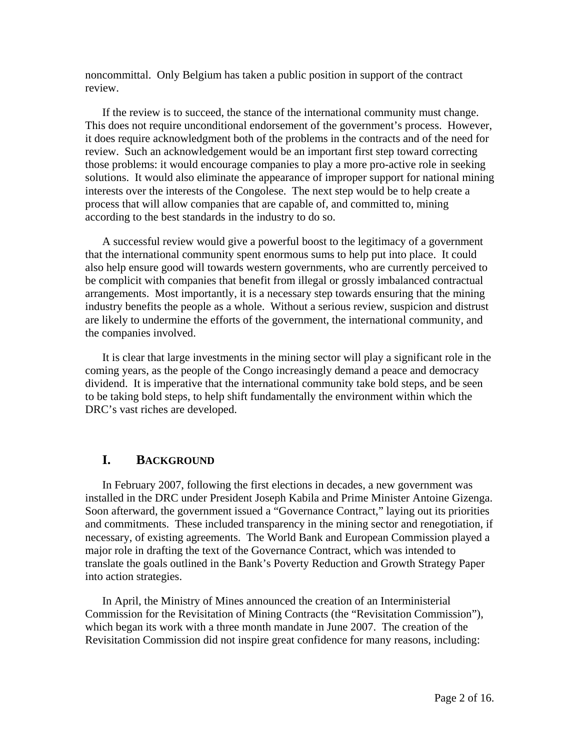noncommittal. Only Belgium has taken a public position in support of the contract review.

If the review is to succeed, the stance of the international community must change. This does not require unconditional endorsement of the government's process. However, it does require acknowledgment both of the problems in the contracts and of the need for review. Such an acknowledgement would be an important first step toward correcting those problems: it would encourage companies to play a more pro-active role in seeking solutions. It would also eliminate the appearance of improper support for national mining interests over the interests of the Congolese. The next step would be to help create a process that will allow companies that are capable of, and committed to, mining according to the best standards in the industry to do so.

A successful review would give a powerful boost to the legitimacy of a government that the international community spent enormous sums to help put into place. It could also help ensure good will towards western governments, who are currently perceived to be complicit with companies that benefit from illegal or grossly imbalanced contractual arrangements. Most importantly, it is a necessary step towards ensuring that the mining industry benefits the people as a whole. Without a serious review, suspicion and distrust are likely to undermine the efforts of the government, the international community, and the companies involved.

It is clear that large investments in the mining sector will play a significant role in the coming years, as the people of the Congo increasingly demand a peace and democracy dividend. It is imperative that the international community take bold steps, and be seen to be taking bold steps, to help shift fundamentally the environment within which the DRC's vast riches are developed.

## I. Background

In February 2007, following the first elections in decades, a new government was installed in the DRC under President Joseph Kabila and Prime Minister Antoine Gizenga. Soon afterward, the government issued a "Governance Contract," laying out its priorities and commitments. These included transparency in the mining sector and renegotiation, if necessary, of existing agreements. The World Bank and European Commission played a major role in drafting the text of the Governance Contract, which was intended to translate the goals outlined in the Bank's Poverty Reduction and Growth Strategy Paper into action strategies.

In April, the Ministry of Mines announced the creation of an Interministerial Commission for the Revisitation of Mining Contracts (the "Revisitation Commission"), which began its work with a three month mandate in June 2007. The creation of the Revisitation Commission did not inspire great confidence for many reasons, including: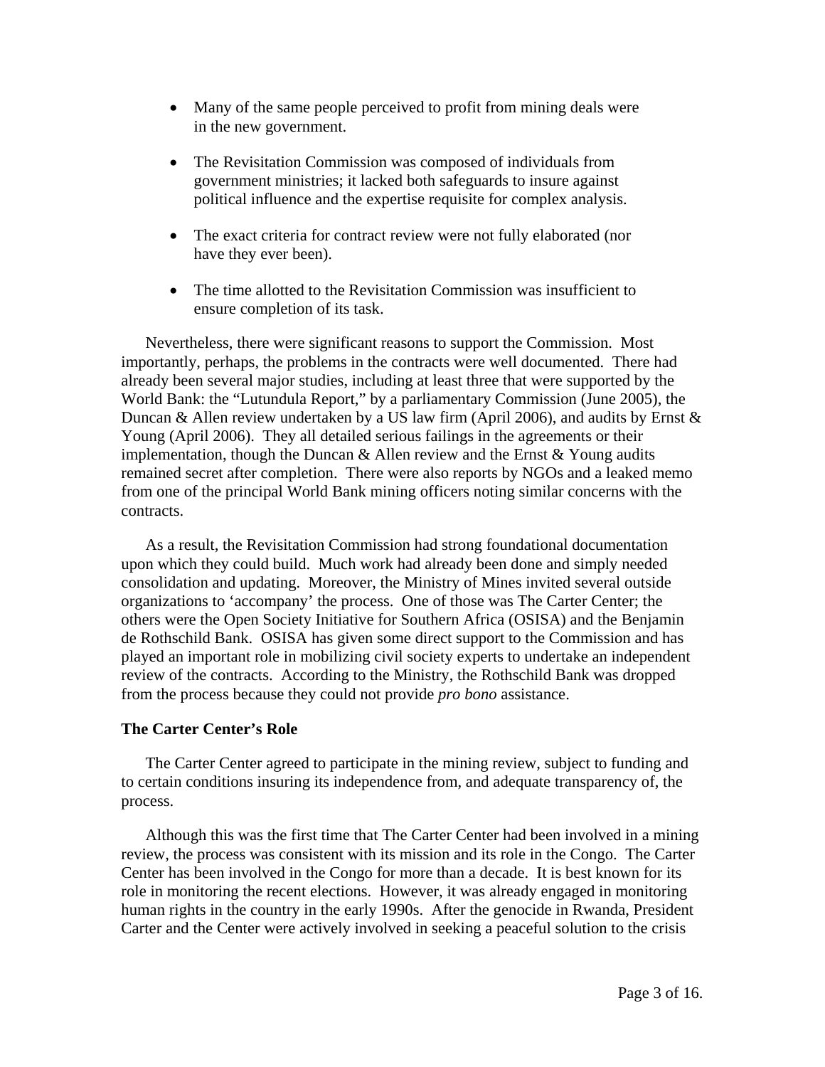- Many of the same people perceived to profit from mining deals were in the new government.
- The Revisitation Commission was composed of individuals from government ministries; it lacked both safeguards to insure against political influence and the expertise requisite for complex analysis.
- The exact criteria for contract review were not fully elaborated (nor have they ever been).
- The time allotted to the Revisitation Commission was insufficient to ensure completion of its task.

Nevertheless, there were significant reasons to support the Commission. Most importantly, perhaps, the problems in the contracts were well documented. There had already been several major studies, including at least three that were supported by the World Bank: the "Lutundula Report," by a parliamentary Commission (June 2005), the Duncan & Allen review undertaken by a US law firm (April 2006), and audits by Ernst & Young (April 2006). They all detailed serious failings in the agreements or their implementation, though the Duncan & Allen review and the Ernst & Young audits remained secret after completion. There were also reports by NGOs and a leaked memo from one of the principal World Bank mining officers noting similar concerns with the contracts.

As a result, the Revisitation Commission had strong foundational documentation upon which they could build. Much work had already been done and simply needed consolidation and updating. Moreover, the Ministry of Mines invited several outside organizations to 'accompany' the process. One of those was The Carter Center; the others were the Open Society Initiative for Southern Africa (OSISA) and the Benjamin de Rothschild Bank. OSISA has given some direct support to the Commission and has played an important role in mobilizing civil society experts to undertake an independent review of the contracts. According to the Ministry, the Rothschild Bank was dropped from the process because they could not provide *pro bono* assistance.

**The Carter Center's Role**

The Carter Center agreed to participate in the mining review, subject to funding and to certain conditions insuring its independence from, and adequate transparency of, the process.

Although this was the first time that The Carter Center had been involved in a mining review, the process was consistent with its mission and its role in the Congo. The Carter Center has been involved in the Congo for more than a decade. It is best known for its role in monitoring the recent elections. However, it was already engaged in monitoring human rights in the country in the early 1990s. After the genocide in Rwanda, President Carter and the Center were actively involved in seeking a peaceful solution to the crisis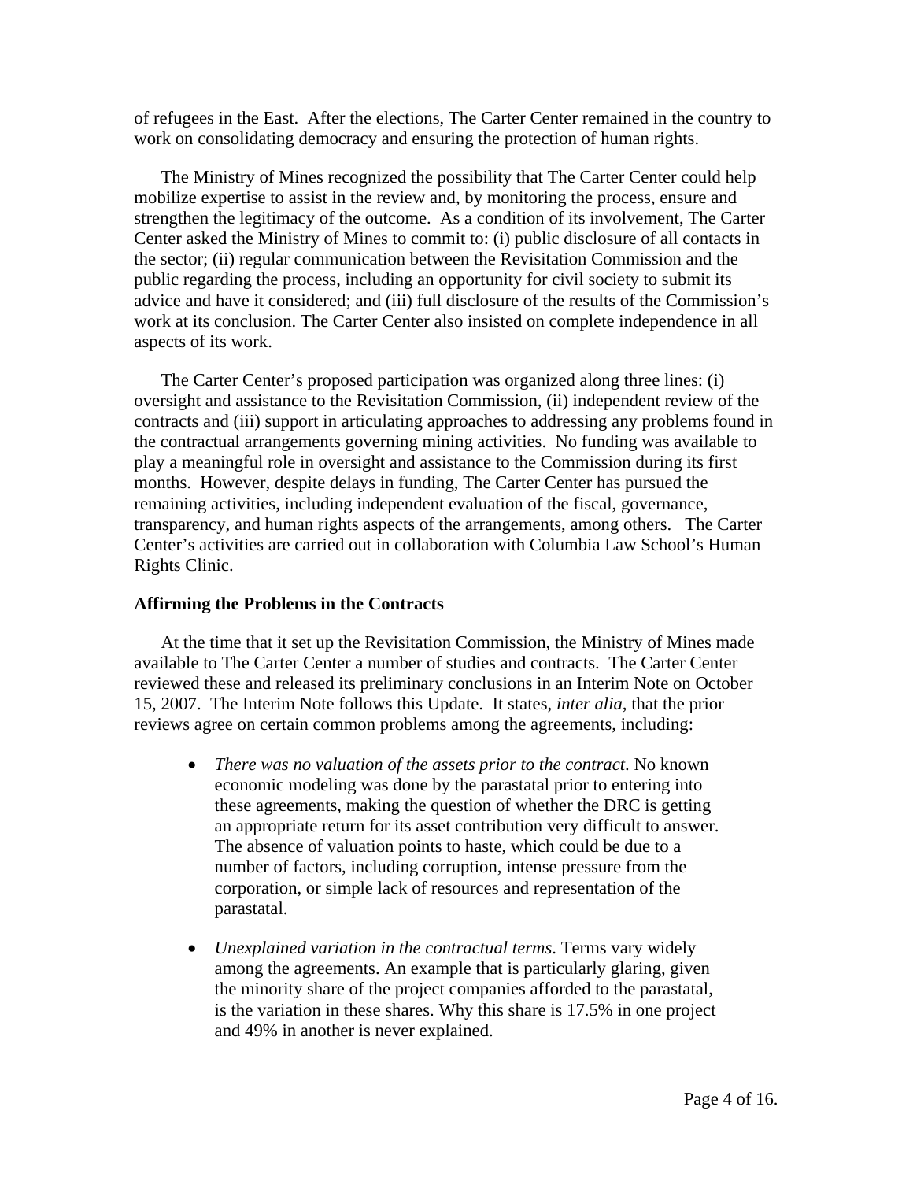of refugees in the East. After the elections, The Carter Center remained in the country to work on consolidating democracy and ensuring the protection of human rights.

The Ministry of Mines recognized the possibility that The Carter Center could help mobilize expertise to assist in the review and, by monitoring the process, ensure and strengthen the legitimacy of the outcome. As a condition of its involvement, The Carter Center asked the Ministry of Mines to commit to: (i) public disclosure of all contacts in the sector; (ii) regular communication between the Revisitation Commission and the public regarding the process, including an opportunity for civil society to submit its advice and have it considered; and (iii) full disclosure of the results of the Commission's work at its conclusion. The Carter Center also insisted on complete independence in all aspects of its work.

The Carter Center's proposed participation was organized along three lines: (i) oversight and assistance to the Revisitation Commission, (ii) independent review of the contracts and (iii) support in articulating approaches to addressing any problems found in the contractual arrangements governing mining activities. No funding was available to play a meaningful role in oversight and assistance to the Commission during its first months. However, despite delays in funding, The Carter Center has pursued the remaining activities, including independent evaluation of the fiscal, governance, transparency, and human rights aspects of the arrangements, among others. The Carter Center's activities are carried out in collaboration with Columbia Law School's Human Rights Clinic.

**Affirming the Problems in the Contracts**

At the time that it set up the Revisitation Commission, the Ministry of Mines made available to The Carter Center a number of studies and contracts. The Carter Center reviewed these and released its preliminary conclusions in an Interim Note on October 15, 2007. The Interim Note follows this Update. It states, *inter alia,* that the prior reviews agree on certain common problems among the agreements, including:

- *There was no valuation of the assets prior to the contract*. No known economic modeling was done by the parastatal prior to entering into these agreements, making the question of whether the DRC is getting an appropriate return for its asset contribution very difficult to answer. The absence of valuation points to haste, which could be due to a number of factors, including corruption, intense pressure from the corporation, or simple lack of resources and representation of the parastatal.

- *Unexplained variation in the contractual terms*. Terms vary widely among the agreements. An example that is particularly glaring, given the minority share of the project companies afforded to the parastatal, is the variation in these shares. Why this share is 17.5% in one project and 49% in another is never explained.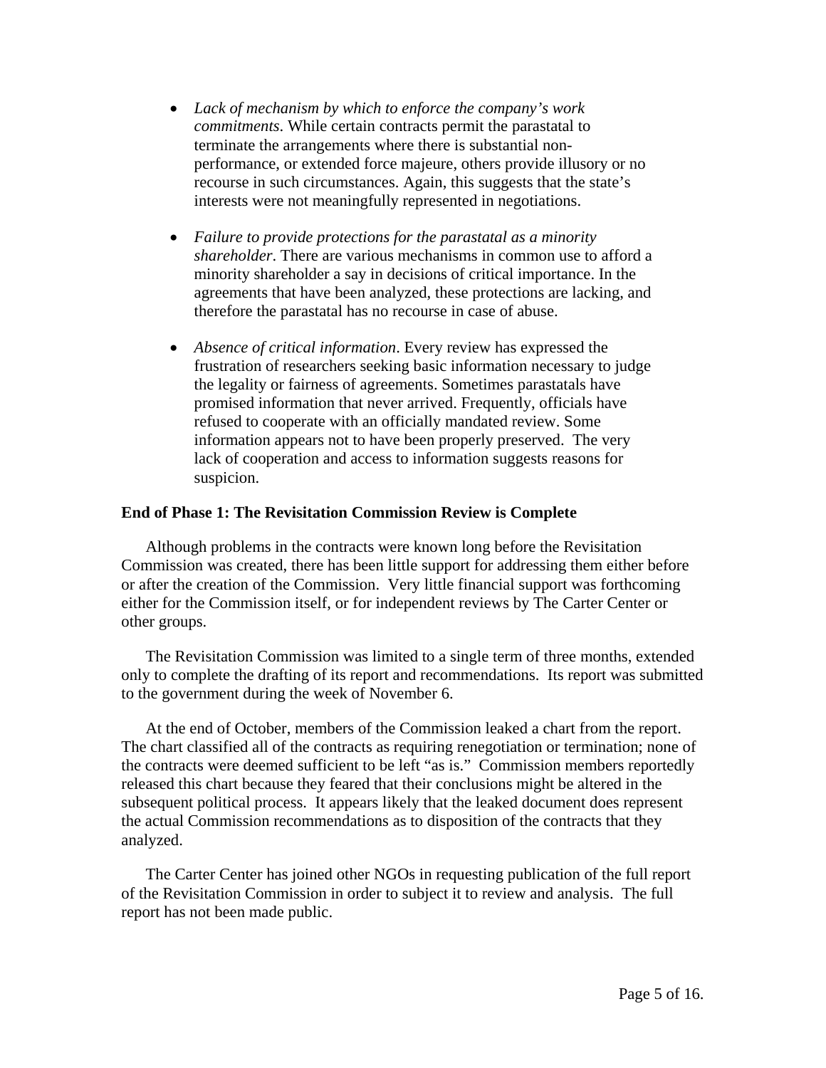- *Lack of mechanism by which to enforce the company's work commitments*. While certain contracts permit the parastatal to terminate the arrangements where there is substantial non-performance, or extended force majeure, others provide illusory or no recourse in such circumstances. Again, this suggests that the state's interests were not meaningfully represented in negotiations.

- *Failure to provide protections for the parastatal as a minority shareholder*. There are various mechanisms in common use to afford a minority shareholder a say in decisions of critical importance. In the agreements that have been analyzed, these protections are lacking, and therefore the parastatal has no recourse in case of abuse.

- *Absence of critical information*. Every review has expressed the frustration of researchers seeking basic information necessary to judge the legality or fairness of agreements. Sometimes parastatals have promised information that never arrived. Frequently, officials have refused to cooperate with an officially mandated review. Some information appears not to have been properly preserved. The very lack of cooperation and access to information suggests reasons for suspicion.

**End of Phase 1: The Revisitation Commission Review is Complete**

Although problems in the contracts were known long before the Revisitation Commission was created, there has been little support for addressing them either before or after the creation of the Commission. Very little financial support was forthcoming either for the Commission itself, or for independent reviews by The Carter Center or other groups.

The Revisitation Commission was limited to a single term of three months, extended only to complete the drafting of its report and recommendations. Its report was submitted to the government during the week of November 6.

At the end of October, members of the Commission leaked a chart from the report. The chart classified all of the contracts as requiring renegotiation or termination; none of the contracts were deemed sufficient to be left "as is." Commission members reportedly released this chart because they feared that their conclusions might be altered in the subsequent political process. It appears likely that the leaked document does represent the actual Commission recommendations as to disposition of the contracts that they analyzed.

The Carter Center has joined other NGOs in requesting publication of the full report of the Revisitation Commission in order to subject it to review and analysis. The full report has not been made public.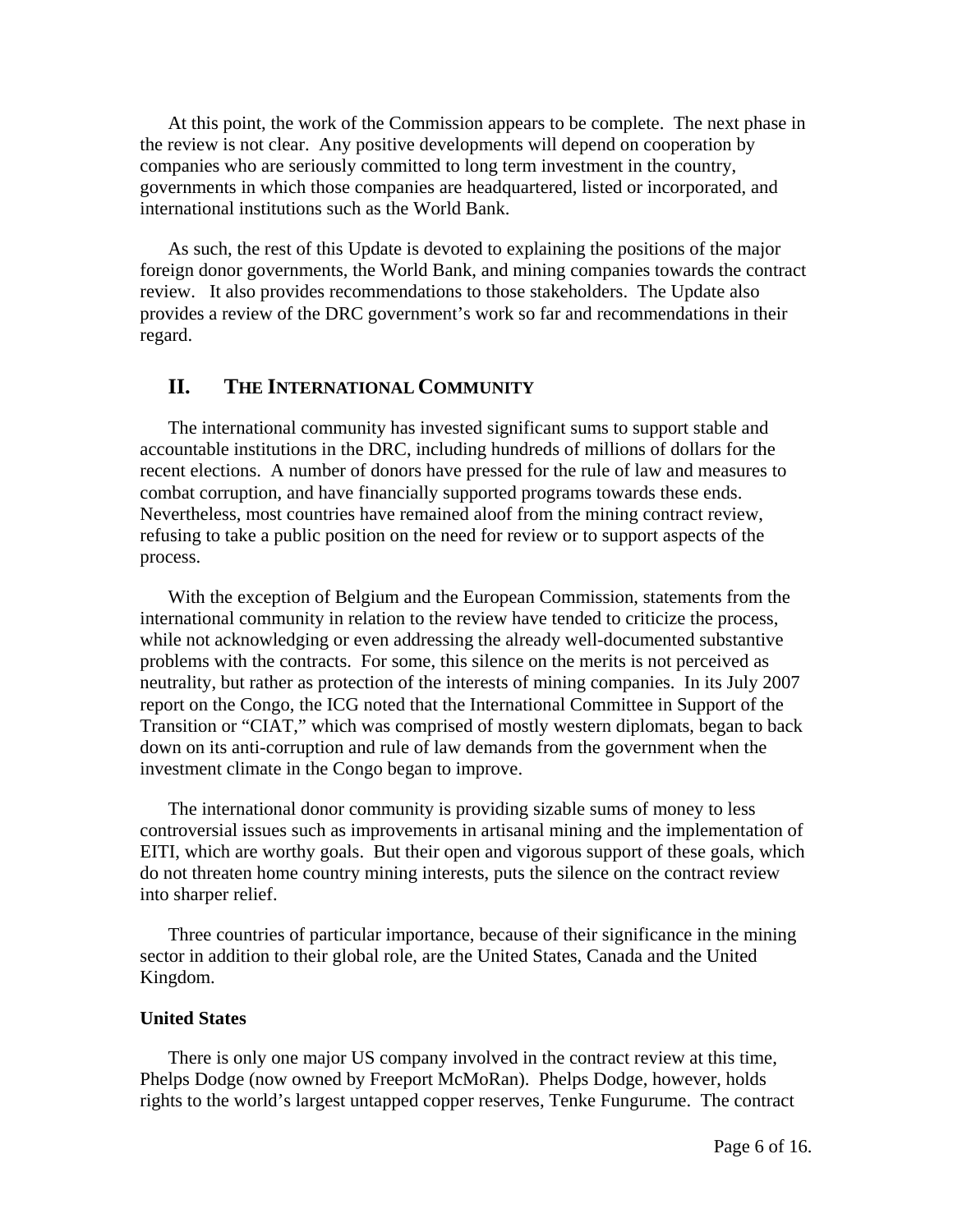At this point, the work of the Commission appears to be complete. The next phase in the review is not clear. Any positive developments will depend on cooperation by companies who are seriously committed to long term investment in the country, governments in which those companies are headquartered, listed or incorporated, and international institutions such as the World Bank.

As such, the rest of this Update is devoted to explaining the positions of the major foreign donor governments, the World Bank, and mining companies towards the contract review. It also provides recommendations to those stakeholders. The Update also provides a review of the DRC government's work so far and recommendations in their regard.

## II. THE INTERNATIONAL COMMUNITY

The international community has invested significant sums to support stable and accountable institutions in the DRC, including hundreds of millions of dollars for the recent elections. A number of donors have pressed for the rule of law and measures to combat corruption, and have financially supported programs towards these ends. Nevertheless, most countries have remained aloof from the mining contract review, refusing to take a public position on the need for review or to support aspects of the process.

With the exception of Belgium and the European Commission, statements from the international community in relation to the review have tended to criticize the process, while not acknowledging or even addressing the already well-documented substantive problems with the contracts. For some, this silence on the merits is not perceived as neutrality, but rather as protection of the interests of mining companies. In its July 2007 report on the Congo, the ICG noted that the International Committee in Support of the Transition or "CIAT," which was comprised of mostly western diplomats, began to back down on its anti-corruption and rule of law demands from the government when the investment climate in the Congo began to improve.

The international donor community is providing sizable sums of money to less controversial issues such as improvements in artisanal mining and the implementation of EITI, which are worthy goals. But their open and vigorous support of these goals, which do not threaten home country mining interests, puts the silence on the contract review into sharper relief.

Three countries of particular importance, because of their significance in the mining sector in addition to their global role, are the United States, Canada and the United Kingdom.

**United States**

There is only one major US company involved in the contract review at this time, Phelps Dodge (now owned by Freeport McMoRan). Phelps Dodge, however, holds rights to the world's largest untapped copper reserves, Tenke Fungurume. The contract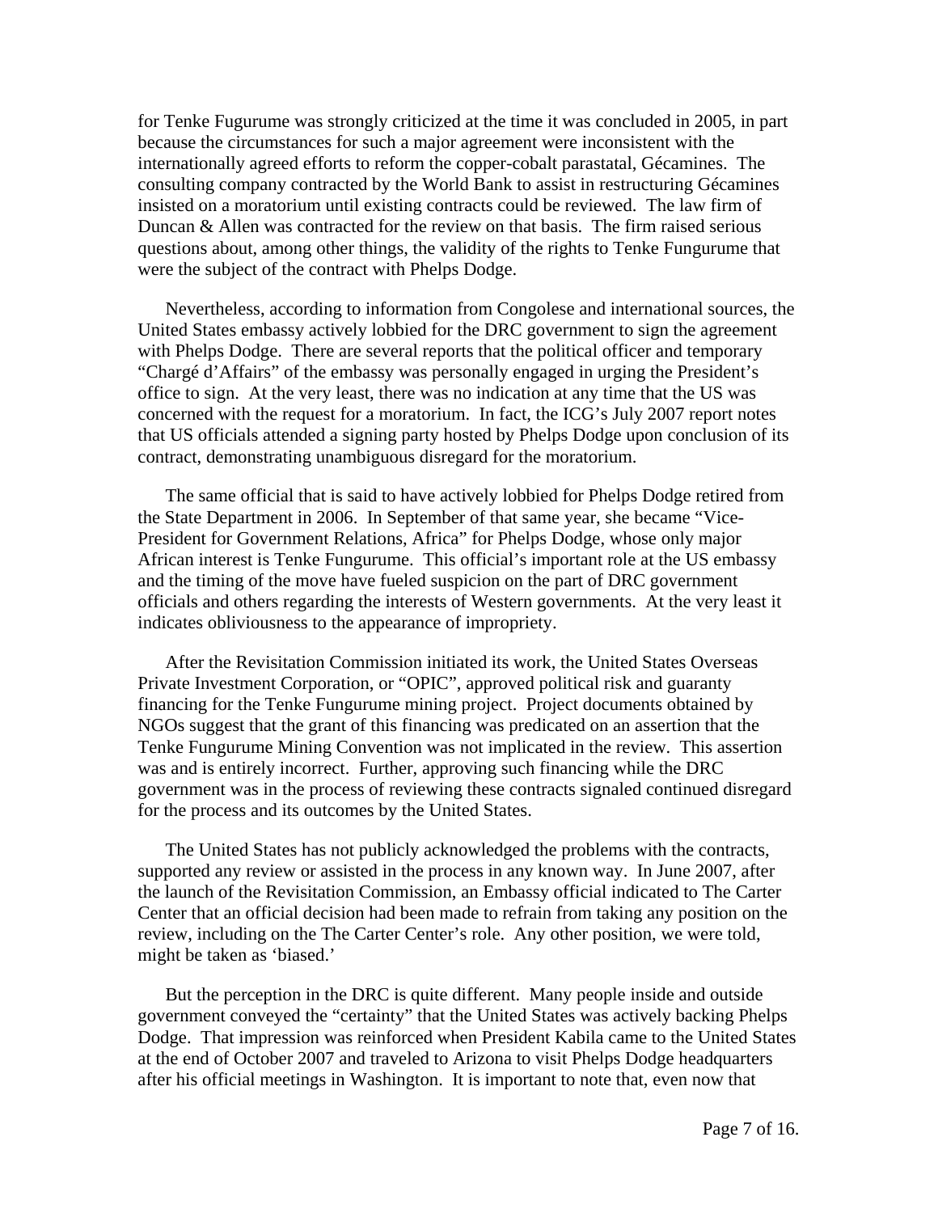for Tenke Fugurume was strongly criticized at the time it was concluded in 2005, in part because the circumstances for such a major agreement were inconsistent with the internationally agreed efforts to reform the copper-cobalt parastatal, Gécamines. The consulting company contracted by the World Bank to assist in restructuring Gécamines insisted on a moratorium until existing contracts could be reviewed. The law firm of Duncan & Allen was contracted for the review on that basis. The firm raised serious questions about, among other things, the validity of the rights to Tenke Fungurume that were the subject of the contract with Phelps Dodge.

Nevertheless, according to information from Congolese and international sources, the United States embassy actively lobbied for the DRC government to sign the agreement with Phelps Dodge. There are several reports that the political officer and temporary "Chargé d'Affairs" of the embassy was personally engaged in urging the President's office to sign. At the very least, there was no indication at any time that the US was concerned with the request for a moratorium. In fact, the ICG's July 2007 report notes that US officials attended a signing party hosted by Phelps Dodge upon conclusion of its contract, demonstrating unambiguous disregard for the moratorium.

The same official that is said to have actively lobbied for Phelps Dodge retired from the State Department in 2006. In September of that same year, she became "Vice-President for Government Relations, Africa" for Phelps Dodge, whose only major African interest is Tenke Fungurume. This official's important role at the US embassy and the timing of the move have fueled suspicion on the part of DRC government officials and others regarding the interests of Western governments. At the very least it indicates obliviousness to the appearance of impropriety.

After the Revisitation Commission initiated its work, the United States Overseas Private Investment Corporation, or "OPIC", approved political risk and guaranty financing for the Tenke Fungurume mining project. Project documents obtained by NGOs suggest that the grant of this financing was predicated on an assertion that the Tenke Fungurume Mining Convention was not implicated in the review. This assertion was and is entirely incorrect. Further, approving such financing while the DRC government was in the process of reviewing these contracts signaled continued disregard for the process and its outcomes by the United States.

The United States has not publicly acknowledged the problems with the contracts, supported any review or assisted in the process in any known way. In June 2007, after the launch of the Revisitation Commission, an Embassy official indicated to The Carter Center that an official decision had been made to refrain from taking any position on the review, including on the The Carter Center's role. Any other position, we were told, might be taken as 'biased.'

But the perception in the DRC is quite different. Many people inside and outside government conveyed the "certainty" that the United States was actively backing Phelps Dodge. That impression was reinforced when President Kabila came to the United States at the end of October 2007 and traveled to Arizona to visit Phelps Dodge headquarters after his official meetings in Washington. It is important to note that, even now that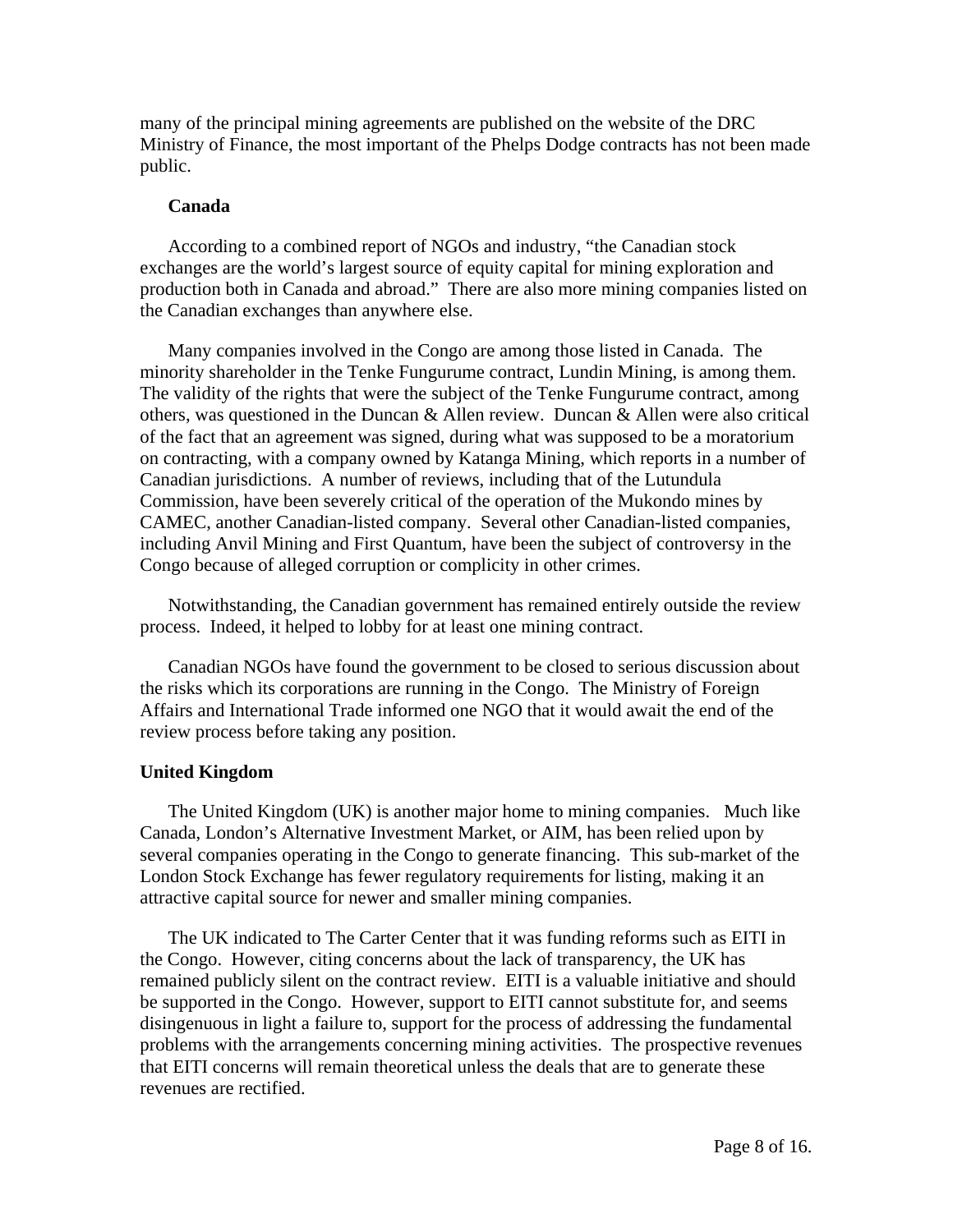many of the principal mining agreements are published on the website of the DRC Ministry of Finance, the most important of the Phelps Dodge contracts has not been made public.

### Canada

According to a combined report of NGOs and industry, "the Canadian stock exchanges are the world's largest source of equity capital for mining exploration and production both in Canada and abroad." There are also more mining companies listed on the Canadian exchanges than anywhere else.

Many companies involved in the Congo are among those listed in Canada. The minority shareholder in the Tenke Fungurume contract, Lundin Mining, is among them. The validity of the rights that were the subject of the Tenke Fungurume contract, among others, was questioned in the Duncan & Allen review. Duncan & Allen were also critical of the fact that an agreement was signed, during what was supposed to be a moratorium on contracting, with a company owned by Katanga Mining, which reports in a number of Canadian jurisdictions. A number of reviews, including that of the Lutundula Commission, have been severely critical of the operation of the Mukondo mines by CAMEC, another Canadian-listed company. Several other Canadian-listed companies, including Anvil Mining and First Quantum, have been the subject of controversy in the Congo because of alleged corruption or complicity in other crimes.

Notwithstanding, the Canadian government has remained entirely outside the review process. Indeed, it helped to lobby for at least one mining contract.

Canadian NGOs have found the government to be closed to serious discussion about the risks which its corporations are running in the Congo. The Ministry of Foreign Affairs and International Trade informed one NGO that it would await the end of the review process before taking any position.

### United Kingdom

The United Kingdom (UK) is another major home to mining companies. Much like Canada, London's Alternative Investment Market, or AIM, has been relied upon by several companies operating in the Congo to generate financing. This sub-market of the London Stock Exchange has fewer regulatory requirements for listing, making it an attractive capital source for newer and smaller mining companies.

The UK indicated to The Carter Center that it was funding reforms such as EITI in the Congo. However, citing concerns about the lack of transparency, the UK has remained publicly silent on the contract review. EITI is a valuable initiative and should be supported in the Congo. However, support to EITI cannot substitute for, and seems disingenuous in light a failure to, support for the process of addressing the fundamental problems with the arrangements concerning mining activities. The prospective revenues that EITI concerns will remain theoretical unless the deals that are to generate these revenues are rectified.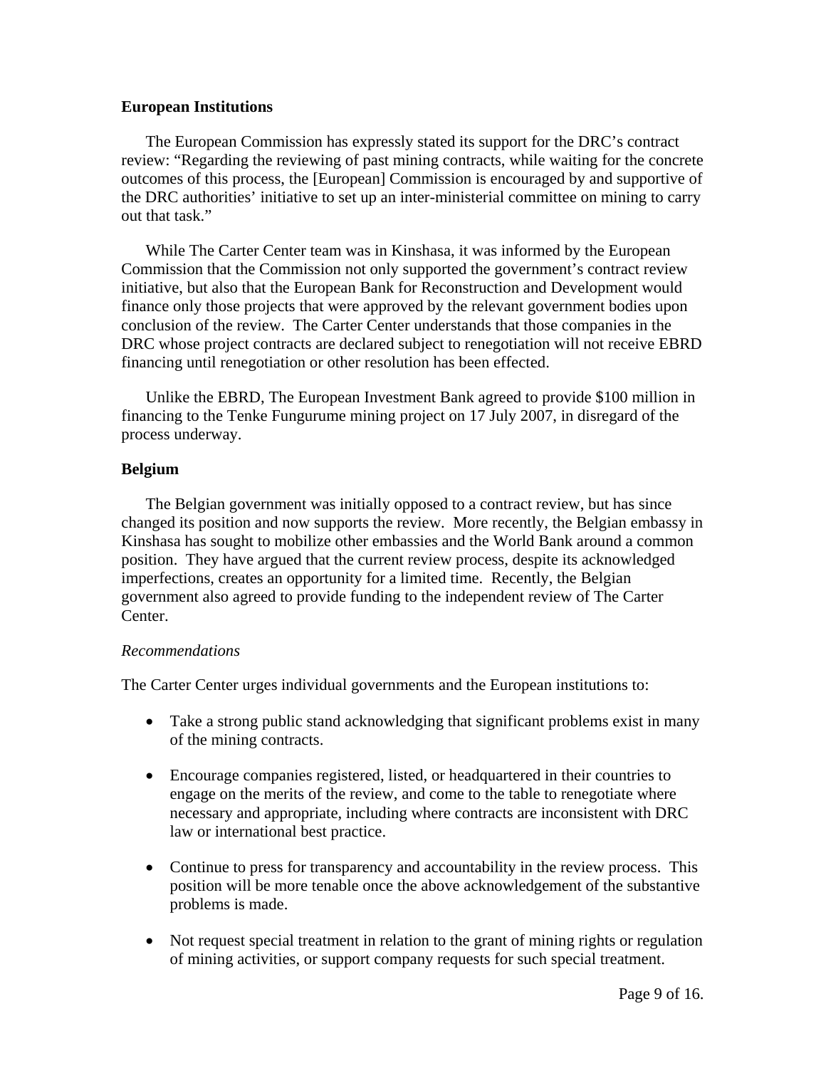**European Institutions**

The European Commission has expressly stated its support for the DRC's contract review: "Regarding the reviewing of past mining contracts, while waiting for the concrete outcomes of this process, the [European] Commission is encouraged by and supportive of the DRC authorities' initiative to set up an inter-ministerial committee on mining to carry out that task."

While The Carter Center team was in Kinshasa, it was informed by the European Commission that the Commission not only supported the government's contract review initiative, but also that the European Bank for Reconstruction and Development would finance only those projects that were approved by the relevant government bodies upon conclusion of the review. The Carter Center understands that those companies in the DRC whose project contracts are declared subject to renegotiation will not receive EBRD financing until renegotiation or other resolution has been effected.

Unlike the EBRD, The European Investment Bank agreed to provide \$100 million in financing to the Tenke Fungurume mining project on 17 July 2007, in disregard of the process underway.

**Belgium**

The Belgian government was initially opposed to a contract review, but has since changed its position and now supports the review. More recently, the Belgian embassy in Kinshasa has sought to mobilize other embassies and the World Bank around a common position. They have argued that the current review process, despite its acknowledged imperfections, creates an opportunity for a limited time. Recently, the Belgian government also agreed to provide funding to the independent review of The Carter Center.

*Recommendations*

The Carter Center urges individual governments and the European institutions to:

- Take a strong public stand acknowledging that significant problems exist in many of the mining contracts.
- Encourage companies registered, listed, or headquartered in their countries to engage on the merits of the review, and come to the table to renegotiate where necessary and appropriate, including where contracts are inconsistent with DRC law or international best practice.
- Continue to press for transparency and accountability in the review process. This position will be more tenable once the above acknowledgement of the substantive problems is made.
- Not request special treatment in relation to the grant of mining rights or regulation of mining activities, or support company requests for such special treatment.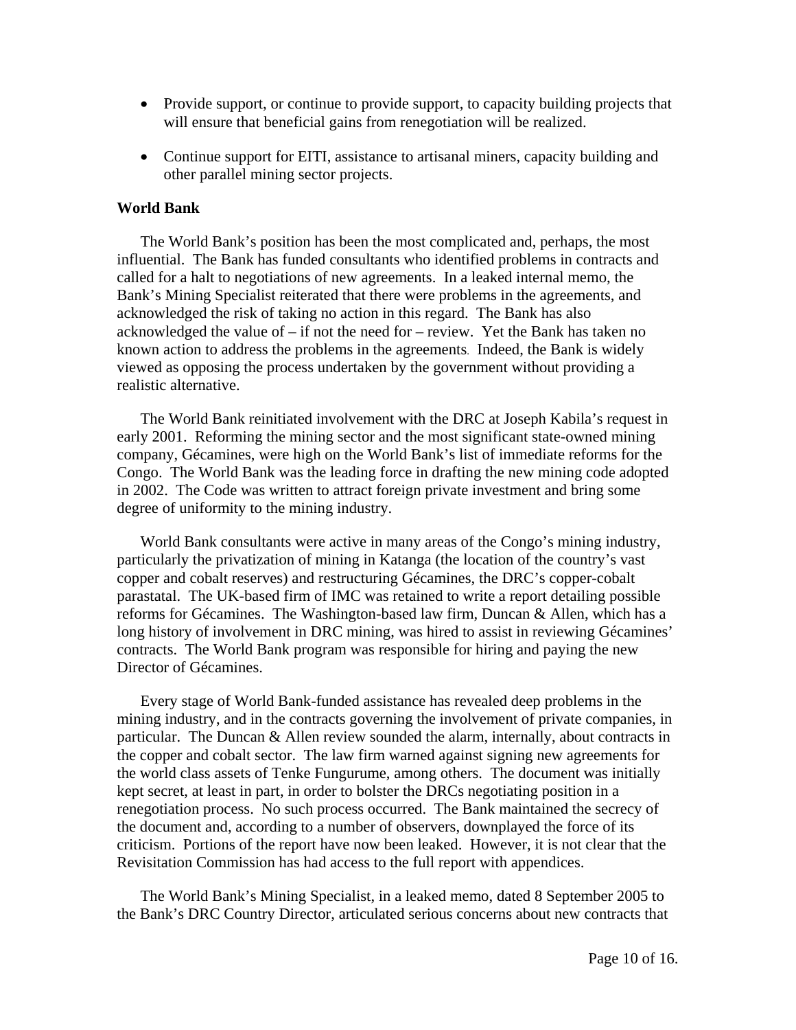- Provide support, or continue to provide support, to capacity building projects that will ensure that beneficial gains from renegotiation will be realized.

- Continue support for EITI, assistance to artisanal miners, capacity building and other parallel mining sector projects.

**World Bank**

The World Bank's position has been the most complicated and, perhaps, the most influential. The Bank has funded consultants who identified problems in contracts and called for a halt to negotiations of new agreements. In a leaked internal memo, the Bank's Mining Specialist reiterated that there were problems in the agreements, and acknowledged the risk of taking no action in this regard. The Bank has also acknowledged the value of – if not the need for – review. Yet the Bank has taken no known action to address the problems in the agreements. Indeed, the Bank is widely viewed as opposing the process undertaken by the government without providing a realistic alternative.

The World Bank reinitiated involvement with the DRC at Joseph Kabila's request in early 2001. Reforming the mining sector and the most significant state-owned mining company, Gécamines, were high on the World Bank's list of immediate reforms for the Congo. The World Bank was the leading force in drafting the new mining code adopted in 2002. The Code was written to attract foreign private investment and bring some degree of uniformity to the mining industry.

World Bank consultants were active in many areas of the Congo's mining industry, particularly the privatization of mining in Katanga (the location of the country's vast copper and cobalt reserves) and restructuring Gécamines, the DRC's copper-cobalt parastatal. The UK-based firm of IMC was retained to write a report detailing possible reforms for Gécamines. The Washington-based law firm, Duncan & Allen, which has a long history of involvement in DRC mining, was hired to assist in reviewing Gécamines' contracts. The World Bank program was responsible for hiring and paying the new Director of Gécamines.

Every stage of World Bank-funded assistance has revealed deep problems in the mining industry, and in the contracts governing the involvement of private companies, in particular. The Duncan & Allen review sounded the alarm, internally, about contracts in the copper and cobalt sector. The law firm warned against signing new agreements for the world class assets of Tenke Fungurume, among others. The document was initially kept secret, at least in part, in order to bolster the DRCs negotiating position in a renegotiation process. No such process occurred. The Bank maintained the secrecy of the document and, according to a number of observers, downplayed the force of its criticism. Portions of the report have now been leaked. However, it is not clear that the Revisitation Commission has had access to the full report with appendices.

The World Bank's Mining Specialist, in a leaked memo, dated 8 September 2005 to the Bank's DRC Country Director, articulated serious concerns about new contracts that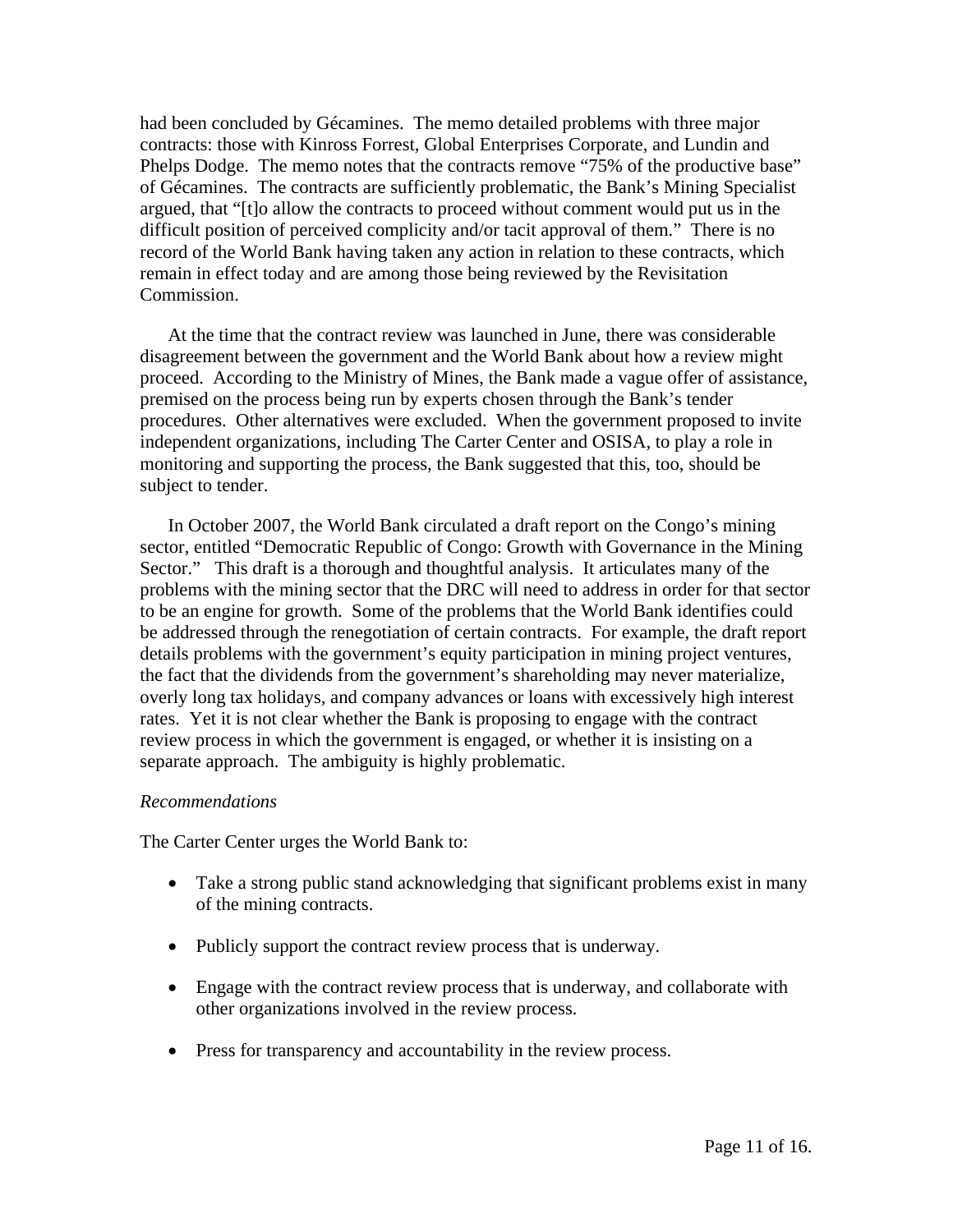had been concluded by Gécamines. The memo detailed problems with three major contracts: those with Kinross Forrest, Global Enterprises Corporate, and Lundin and Phelps Dodge. The memo notes that the contracts remove "75% of the productive base" of Gécamines. The contracts are sufficiently problematic, the Bank's Mining Specialist argued, that "[t]o allow the contracts to proceed without comment would put us in the difficult position of perceived complicity and/or tacit approval of them." There is no record of the World Bank having taken any action in relation to these contracts, which remain in effect today and are among those being reviewed by the Revisitation Commission.

At the time that the contract review was launched in June, there was considerable disagreement between the government and the World Bank about how a review might proceed. According to the Ministry of Mines, the Bank made a vague offer of assistance, premised on the process being run by experts chosen through the Bank's tender procedures. Other alternatives were excluded. When the government proposed to invite independent organizations, including The Carter Center and OSISA, to play a role in monitoring and supporting the process, the Bank suggested that this, too, should be subject to tender.

In October 2007, the World Bank circulated a draft report on the Congo's mining sector, entitled "Democratic Republic of Congo: Growth with Governance in the Mining Sector." This draft is a thorough and thoughtful analysis. It articulates many of the problems with the mining sector that the DRC will need to address in order for that sector to be an engine for growth. Some of the problems that the World Bank identifies could be addressed through the renegotiation of certain contracts. For example, the draft report details problems with the government's equity participation in mining project ventures, the fact that the dividends from the government's shareholding may never materialize, overly long tax holidays, and company advances or loans with excessively high interest rates. Yet it is not clear whether the Bank is proposing to engage with the contract review process in which the government is engaged, or whether it is insisting on a separate approach. The ambiguity is highly problematic.

*Recommendations*

The Carter Center urges the World Bank to:

- Take a strong public stand acknowledging that significant problems exist in many of the mining contracts.
- Publicly support the contract review process that is underway.
- Engage with the contract review process that is underway, and collaborate with other organizations involved in the review process.
- Press for transparency and accountability in the review process.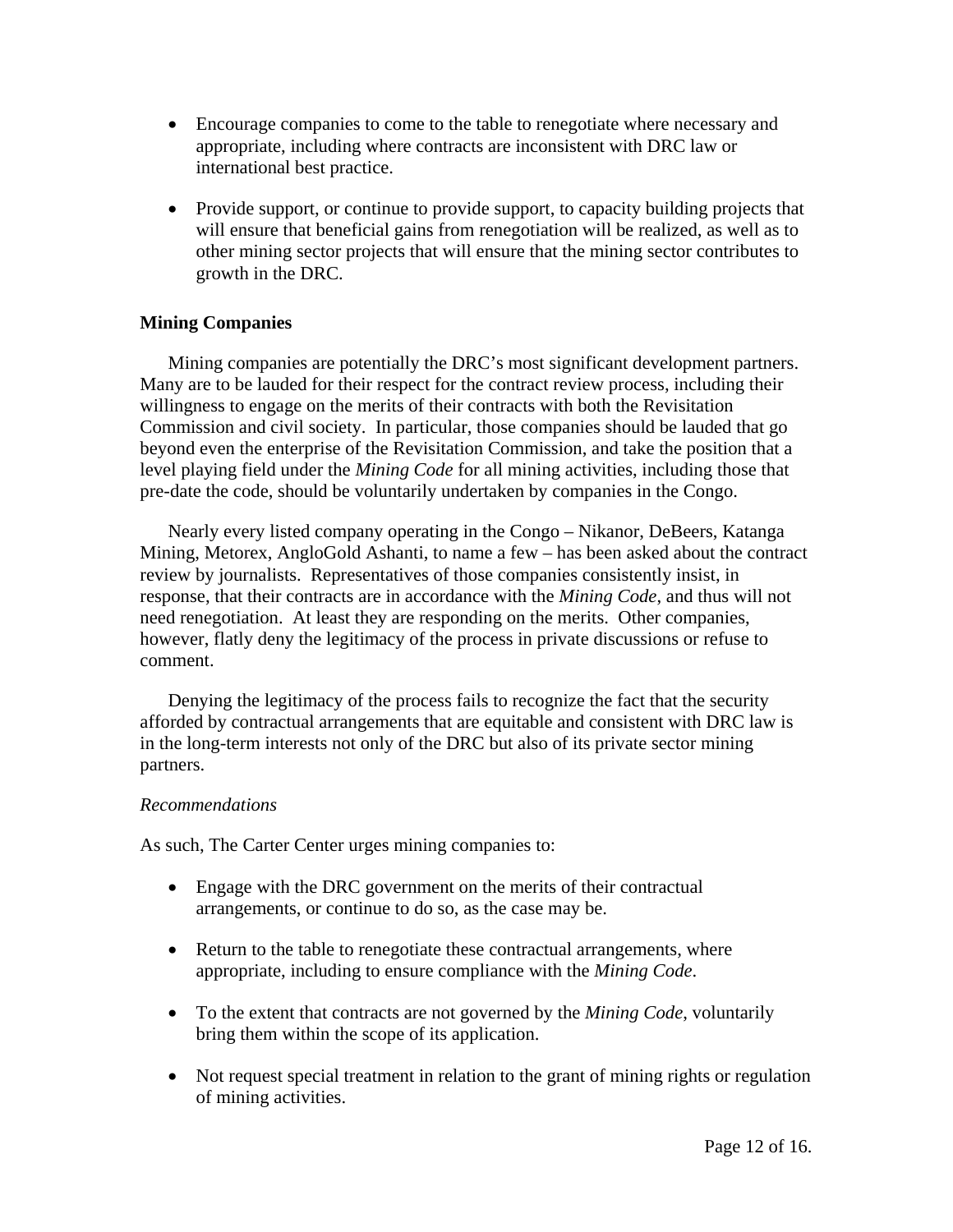- Encourage companies to come to the table to renegotiate where necessary and appropriate, including where contracts are inconsistent with DRC law or international best practice.

- Provide support, or continue to provide support, to capacity building projects that will ensure that beneficial gains from renegotiation will be realized, as well as to other mining sector projects that will ensure that the mining sector contributes to growth in the DRC.

**Mining Companies**

Mining companies are potentially the DRC's most significant development partners. Many are to be lauded for their respect for the contract review process, including their willingness to engage on the merits of their contracts with both the Revisitation Commission and civil society. In particular, those companies should be lauded that go beyond even the enterprise of the Revisitation Commission, and take the position that a level playing field under the *Mining Code* for all mining activities, including those that pre-date the code, should be voluntarily undertaken by companies in the Congo.

Nearly every listed company operating in the Congo – Nikanor, DeBeers, Katanga Mining, Metorex, AngloGold Ashanti, to name a few – has been asked about the contract review by journalists. Representatives of those companies consistently insist, in response, that their contracts are in accordance with the *Mining Code*, and thus will not need renegotiation. At least they are responding on the merits. Other companies, however, flatly deny the legitimacy of the process in private discussions or refuse to comment.

Denying the legitimacy of the process fails to recognize the fact that the security afforded by contractual arrangements that are equitable and consistent with DRC law is in the long-term interests not only of the DRC but also of its private sector mining partners.

*Recommendations*

As such, The Carter Center urges mining companies to:

- Engage with the DRC government on the merits of their contractual arrangements, or continue to do so, as the case may be.

- Return to the table to renegotiate these contractual arrangements, where appropriate, including to ensure compliance with the *Mining Code*.

- To the extent that contracts are not governed by the *Mining Code*, voluntarily bring them within the scope of its application.

- Not request special treatment in relation to the grant of mining rights or regulation of mining activities.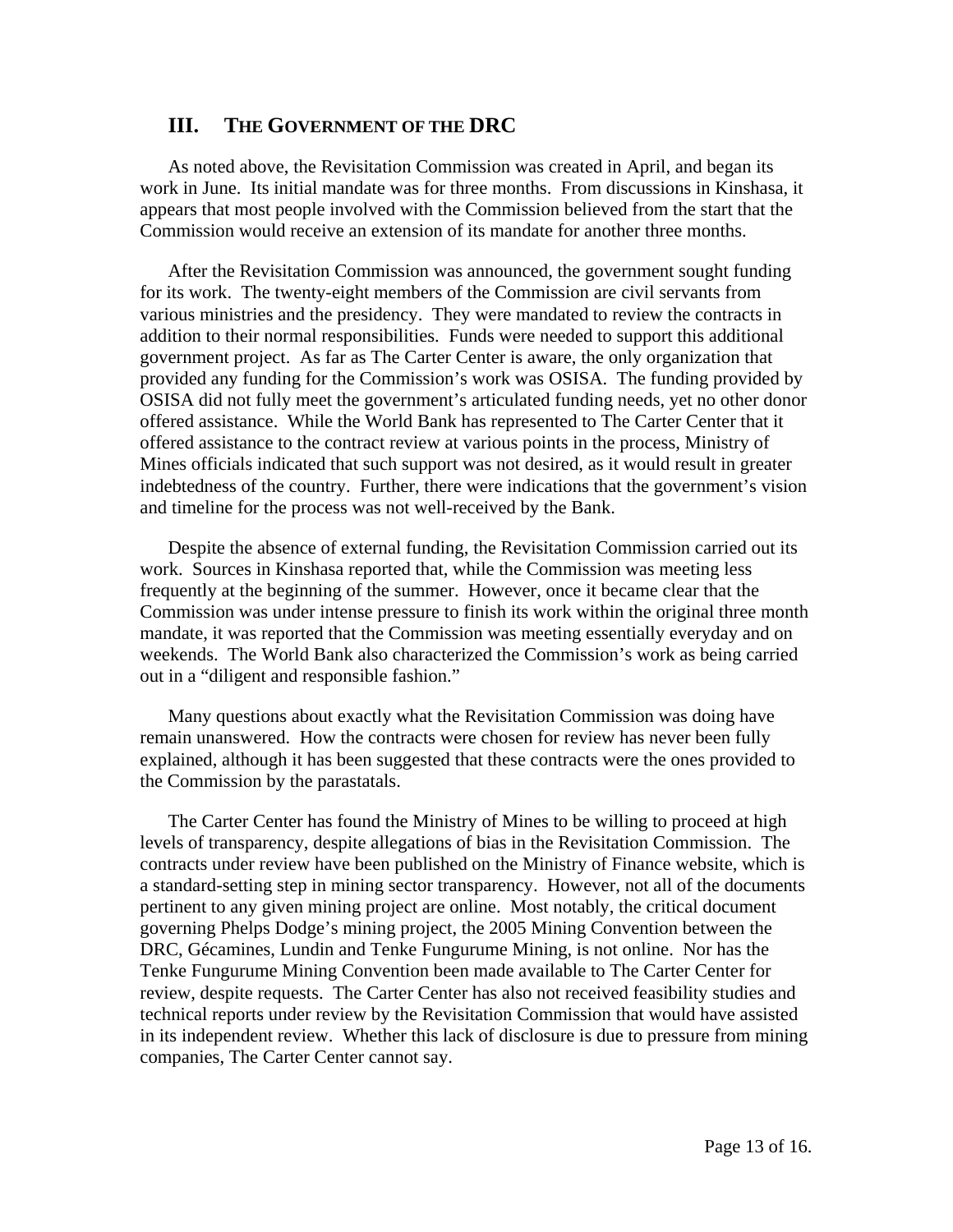## III. The Government of the DRC

As noted above, the Revisitation Commission was created in April, and began its work in June. Its initial mandate was for three months. From discussions in Kinshasa, it appears that most people involved with the Commission believed from the start that the Commission would receive an extension of its mandate for another three months.

After the Revisitation Commission was announced, the government sought funding for its work. The twenty-eight members of the Commission are civil servants from various ministries and the presidency. They were mandated to review the contracts in addition to their normal responsibilities. Funds were needed to support this additional government project. As far as The Carter Center is aware, the only organization that provided any funding for the Commission's work was OSISA. The funding provided by OSISA did not fully meet the government's articulated funding needs, yet no other donor offered assistance. While the World Bank has represented to The Carter Center that it offered assistance to the contract review at various points in the process, Ministry of Mines officials indicated that such support was not desired, as it would result in greater indebtedness of the country. Further, there were indications that the government's vision and timeline for the process was not well-received by the Bank.

Despite the absence of external funding, the Revisitation Commission carried out its work. Sources in Kinshasa reported that, while the Commission was meeting less frequently at the beginning of the summer. However, once it became clear that the Commission was under intense pressure to finish its work within the original three month mandate, it was reported that the Commission was meeting essentially everyday and on weekends. The World Bank also characterized the Commission's work as being carried out in a "diligent and responsible fashion."

Many questions about exactly what the Revisitation Commission was doing have remain unanswered. How the contracts were chosen for review has never been fully explained, although it has been suggested that these contracts were the ones provided to the Commission by the parastatals.

The Carter Center has found the Ministry of Mines to be willing to proceed at high levels of transparency, despite allegations of bias in the Revisitation Commission. The contracts under review have been published on the Ministry of Finance website, which is a standard-setting step in mining sector transparency. However, not all of the documents pertinent to any given mining project are online. Most notably, the critical document governing Phelps Dodge's mining project, the 2005 Mining Convention between the DRC, Gécamines, Lundin and Tenke Fungurume Mining, is not online. Nor has the Tenke Fungurume Mining Convention been made available to The Carter Center for review, despite requests. The Carter Center has also not received feasibility studies and technical reports under review by the Revisitation Commission that would have assisted in its independent review. Whether this lack of disclosure is due to pressure from mining companies, The Carter Center cannot say.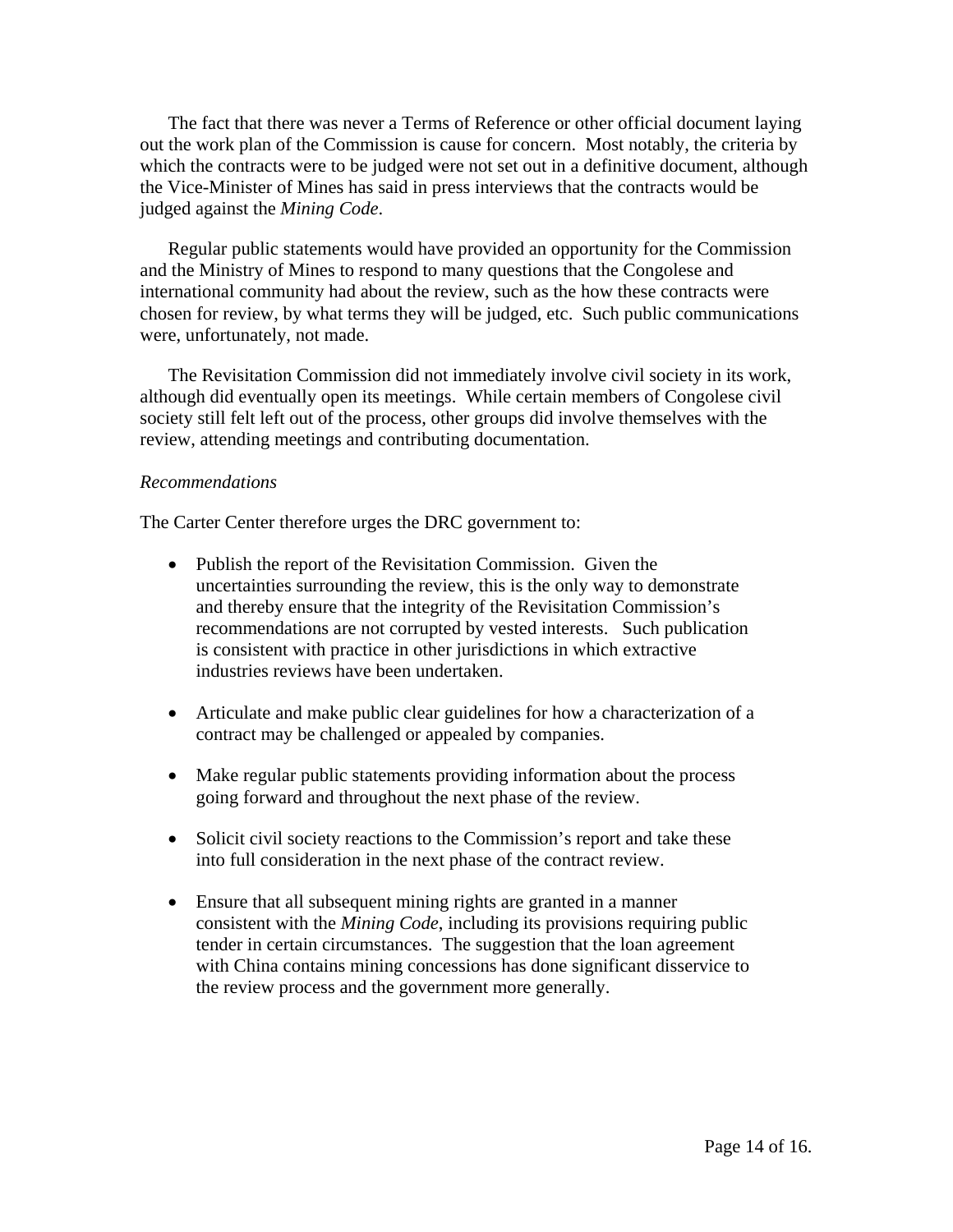The fact that there was never a Terms of Reference or other official document laying out the work plan of the Commission is cause for concern. Most notably, the criteria by which the contracts were to be judged were not set out in a definitive document, although the Vice-Minister of Mines has said in press interviews that the contracts would be judged against the *Mining Code*.

Regular public statements would have provided an opportunity for the Commission and the Ministry of Mines to respond to many questions that the Congolese and international community had about the review, such as the how these contracts were chosen for review, by what terms they will be judged, etc. Such public communications were, unfortunately, not made.

The Revisitation Commission did not immediately involve civil society in its work, although did eventually open its meetings. While certain members of Congolese civil society still felt left out of the process, other groups did involve themselves with the review, attending meetings and contributing documentation.

*Recommendations*

The Carter Center therefore urges the DRC government to:

- Publish the report of the Revisitation Commission. Given the uncertainties surrounding the review, this is the only way to demonstrate and thereby ensure that the integrity of the Revisitation Commission's recommendations are not corrupted by vested interests. Such publication is consistent with practice in other jurisdictions in which extractive industries reviews have been undertaken.

- Articulate and make public clear guidelines for how a characterization of a contract may be challenged or appealed by companies.

- Make regular public statements providing information about the process going forward and throughout the next phase of the review.

- Solicit civil society reactions to the Commission's report and take these into full consideration in the next phase of the contract review.

- Ensure that all subsequent mining rights are granted in a manner consistent with the *Mining Code*, including its provisions requiring public tender in certain circumstances. The suggestion that the loan agreement with China contains mining concessions has done significant disservice to the review process and the government more generally.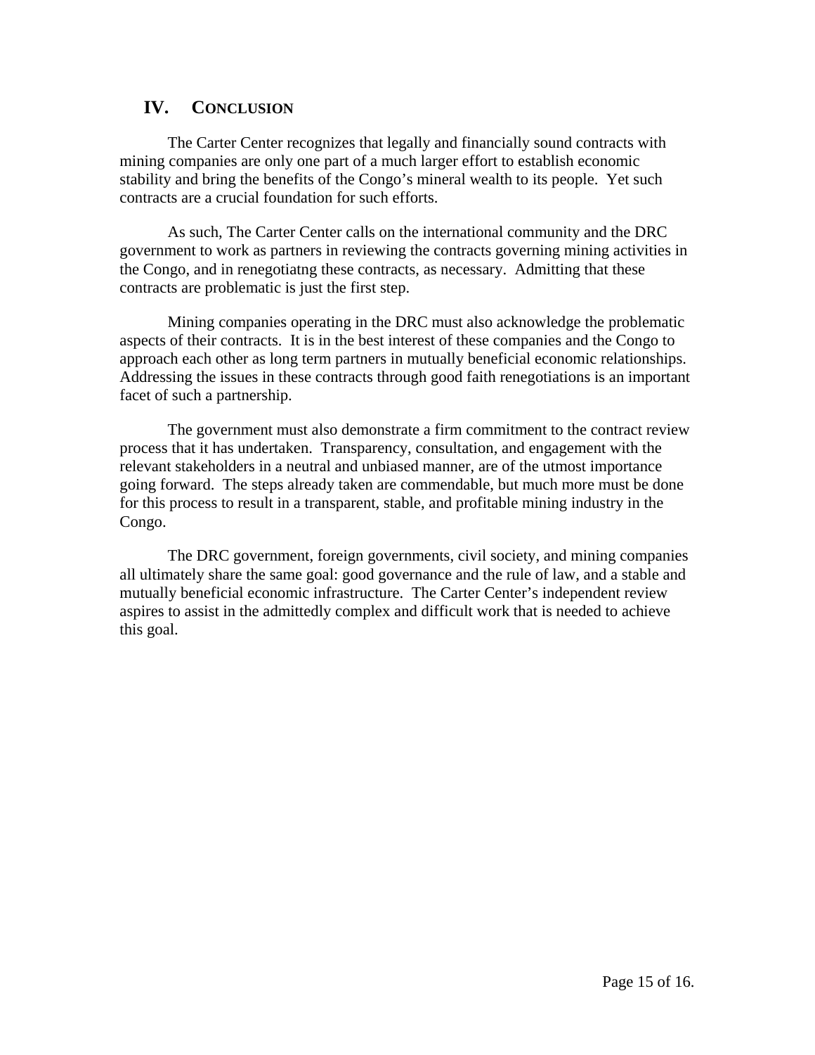## IV. Conclusion

The Carter Center recognizes that legally and financially sound contracts with mining companies are only one part of a much larger effort to establish economic stability and bring the benefits of the Congo's mineral wealth to its people. Yet such contracts are a crucial foundation for such efforts.

As such, The Carter Center calls on the international community and the DRC government to work as partners in reviewing the contracts governing mining activities in the Congo, and in renegotiatng these contracts, as necessary. Admitting that these contracts are problematic is just the first step.

Mining companies operating in the DRC must also acknowledge the problematic aspects of their contracts. It is in the best interest of these companies and the Congo to approach each other as long term partners in mutually beneficial economic relationships. Addressing the issues in these contracts through good faith renegotiations is an important facet of such a partnership.

The government must also demonstrate a firm commitment to the contract review process that it has undertaken. Transparency, consultation, and engagement with the relevant stakeholders in a neutral and unbiased manner, are of the utmost importance going forward. The steps already taken are commendable, but much more must be done for this process to result in a transparent, stable, and profitable mining industry in the Congo.

The DRC government, foreign governments, civil society, and mining companies all ultimately share the same goal: good governance and the rule of law, and a stable and mutually beneficial economic infrastructure. The Carter Center's independent review aspires to assist in the admittedly complex and difficult work that is needed to achieve this goal.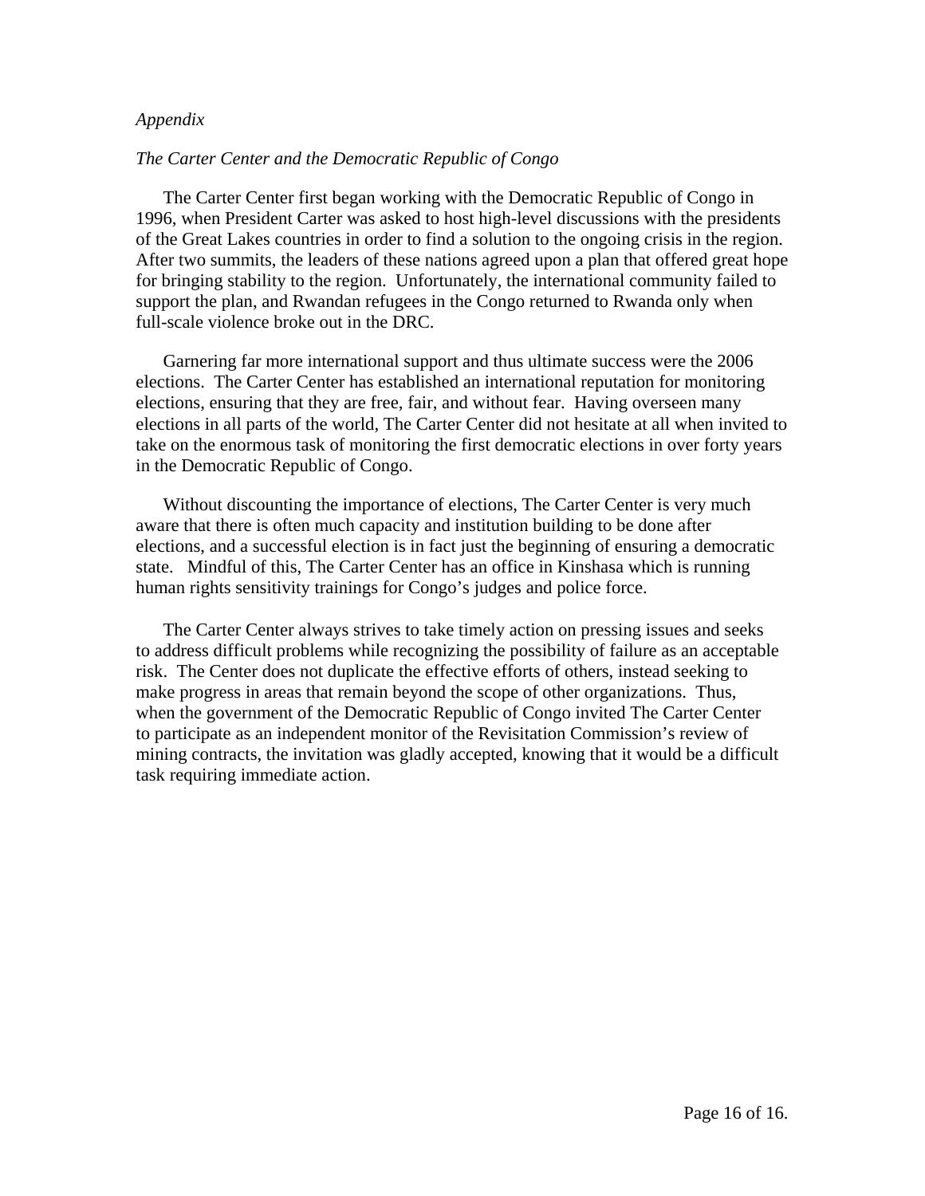*Appendix*

*The Carter Center and the Democratic Republic of Congo*

The Carter Center first began working with the Democratic Republic of Congo in 1996, when President Carter was asked to host high-level discussions with the presidents of the Great Lakes countries in order to find a solution to the ongoing crisis in the region. After two summits, the leaders of these nations agreed upon a plan that offered great hope for bringing stability to the region. Unfortunately, the international community failed to support the plan, and Rwandan refugees in the Congo returned to Rwanda only when full-scale violence broke out in the DRC.

Garnering far more international support and thus ultimate success were the 2006 elections. The Carter Center has established an international reputation for monitoring elections, ensuring that they are free, fair, and without fear. Having overseen many elections in all parts of the world, The Carter Center did not hesitate at all when invited to take on the enormous task of monitoring the first democratic elections in over forty years in the Democratic Republic of Congo.

Without discounting the importance of elections, The Carter Center is very much aware that there is often much capacity and institution building to be done after elections, and a successful election is in fact just the beginning of ensuring a democratic state. Mindful of this, The Carter Center has an office in Kinshasa which is running human rights sensitivity trainings for Congo's judges and police force.

The Carter Center always strives to take timely action on pressing issues and seeks to address difficult problems while recognizing the possibility of failure as an acceptable risk. The Center does not duplicate the effective efforts of others, instead seeking to make progress in areas that remain beyond the scope of other organizations. Thus, when the government of the Democratic Republic of Congo invited The Carter Center to participate as an independent monitor of the Revisitation Commission's review of mining contracts, the invitation was gladly accepted, knowing that it would be a difficult task requiring immediate action.